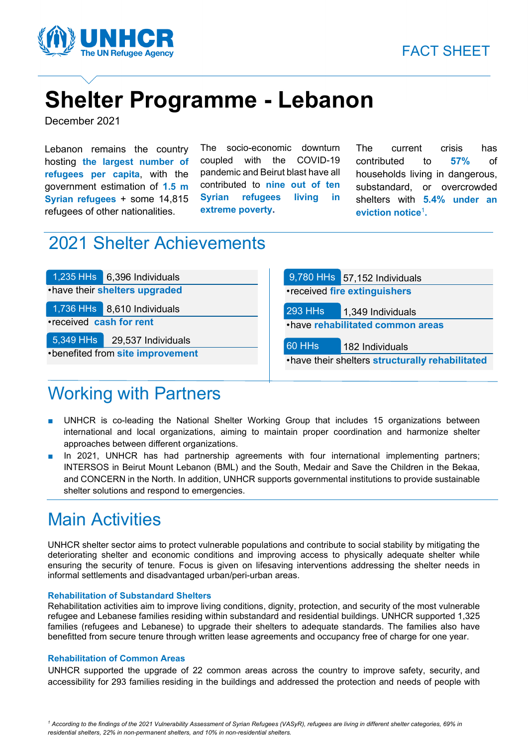FACT SHEET

# Shelter Programme - Lebanon

December 2021

Lebanon remains the country hosting **the largest number of refugees per capita**, with the government estimation of **1.5 m Syrian refugees** + some 14,815 refugees of other nationalities.

The socio-economic downturn coupled with the COVID-19 pandemic and Beirut blast have all contributed to **nine out of ten Syrian refugees living in extreme poverty.**

The current crisis has contributed to **57%** of households living in dangerous, substandard, or overcrowded shelters with **5.4% under an eviction notice**[1].

## 2021 Shelter Achievements

| HHs | Individuals | Achievement |
|---|---|---|
| 1,235 HHs | 6,396 Individuals | have their **shelters upgraded** |
| 1,736 HHs | 8,610 Individuals | received **cash for rent** |
| 5,349 HHs | 29,537 Individuals | benefited from **site improvement** |
| 9,780 HHs | 57,152 Individuals | received **fire extinguishers** |
| 293 HHs | 1,349 Individuals | have **rehabilitated common areas** |
| 60 HHs | 182 Individuals | have their shelters **structurally rehabilitated** |

## Working with Partners

- UNHCR is co-leading the National Shelter Working Group that includes 15 organizations between international and local organizations, aiming to maintain proper coordination and harmonize shelter approaches between different organizations.
- In 2021, UNHCR has had partnership agreements with four international implementing partners; INTERSOS in Beirut Mount Lebanon (BML) and the South, Medair and Save the Children in the Bekaa, and CONCERN in the North. In addition, UNHCR supports governmental institutions to provide sustainable shelter solutions and respond to emergencies.

## Main Activities

UNHCR shelter sector aims to protect vulnerable populations and contribute to social stability by mitigating the deteriorating shelter and economic conditions and improving access to physically adequate shelter while ensuring the security of tenure. Focus is given on lifesaving interventions addressing the shelter needs in informal settlements and disadvantaged urban/peri-urban areas.

### Rehabilitation of Substandard Shelters

Rehabilitation activities aim to improve living conditions, dignity, protection, and security of the most vulnerable refugee and Lebanese families residing within substandard and residential buildings. UNHCR supported 1,325 families (refugees and Lebanese) to upgrade their shelters to adequate standards. The families also have benefitted from secure tenure through written lease agreements and occupancy free of charge for one year.

### Rehabilitation of Common Areas

UNHCR supported the upgrade of 22 common areas across the country to improve safety, security, and accessibility for 293 families residing in the buildings and addressed the protection and needs of people with

*[1] According to the findings of the 2021 Vulnerability Assessment of Syrian Refugees (VASyR), refugees are living in different shelter categories, 69% in residential shelters, 22% in non-permanent shelters, and 10% in non-residential shelters.*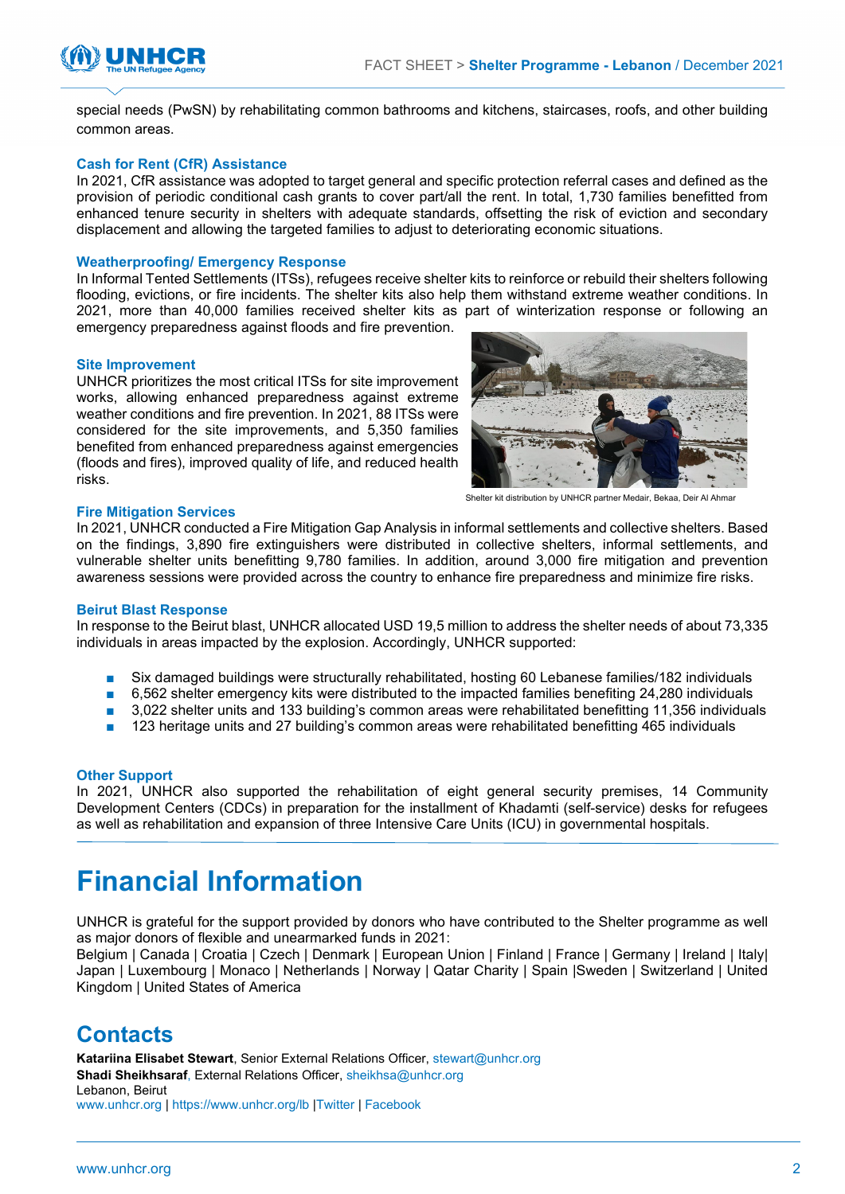special needs (PwSN) by rehabilitating common bathrooms and kitchens, staircases, roofs, and other building common areas.

### Cash for Rent (CfR) Assistance

In 2021, CfR assistance was adopted to target general and specific protection referral cases and defined as the provision of periodic conditional cash grants to cover part/all the rent. In total, 1,730 families benefitted from enhanced tenure security in shelters with adequate standards, offsetting the risk of eviction and secondary displacement and allowing the targeted families to adjust to deteriorating economic situations.

### Weatherproofing/ Emergency Response

In Informal Tented Settlements (ITSs), refugees receive shelter kits to reinforce or rebuild their shelters following flooding, evictions, or fire incidents. The shelter kits also help them withstand extreme weather conditions. In 2021, more than 40,000 families received shelter kits as part of winterization response or following an emergency preparedness against floods and fire prevention.

### Site Improvement

UNHCR prioritizes the most critical ITSs for site improvement works, allowing enhanced preparedness against extreme weather conditions and fire prevention. In 2021, 88 ITSs were considered for the site improvements, and 5,350 families benefited from enhanced preparedness against emergencies (floods and fires), improved quality of life, and reduced health risks.

Shelter kit distribution by UNHCR partner Medair, Bekaa, Deir Al Ahmar

### Fire Mitigation Services

In 2021, UNHCR conducted a Fire Mitigation Gap Analysis in informal settlements and collective shelters. Based on the findings, 3,890 fire extinguishers were distributed in collective shelters, informal settlements, and vulnerable shelter units benefitting 9,780 families. In addition, around 3,000 fire mitigation and prevention awareness sessions were provided across the country to enhance fire preparedness and minimize fire risks.

### Beirut Blast Response

In response to the Beirut blast, UNHCR allocated USD 19,5 million to address the shelter needs of about 73,335 individuals in areas impacted by the explosion. Accordingly, UNHCR supported:

- Six damaged buildings were structurally rehabilitated, hosting 60 Lebanese families/182 individuals
- 6,562 shelter emergency kits were distributed to the impacted families benefiting 24,280 individuals
- 3,022 shelter units and 133 building's common areas were rehabilitated benefitting 11,356 individuals
- 123 heritage units and 27 building's common areas were rehabilitated benefitting 465 individuals

### Other Support

In 2021, UNHCR also supported the rehabilitation of eight general security premises, 14 Community Development Centers (CDCs) in preparation for the installment of Khadamti (self-service) desks for refugees as well as rehabilitation and expansion of three Intensive Care Units (ICU) in governmental hospitals.

# Financial Information

UNHCR is grateful for the support provided by donors who have contributed to the Shelter programme as well as major donors of flexible and unearmarked funds in 2021:
Belgium | Canada | Croatia | Czech | Denmark | European Union | Finland | France | Germany | Ireland | Italy| Japan | Luxembourg | Monaco | Netherlands | Norway | Qatar Charity | Spain |Sweden | Switzerland | United Kingdom | United States of America

## Contacts

**Katariina Elisabet Stewart**, Senior External Relations Officer, stewart@unhcr.org
**Shadi Sheikhsaraf**, External Relations Officer, sheikhsa@unhcr.org
Lebanon, Beirut
www.unhcr.org | https://www.unhcr.org/lb |Twitter | Facebook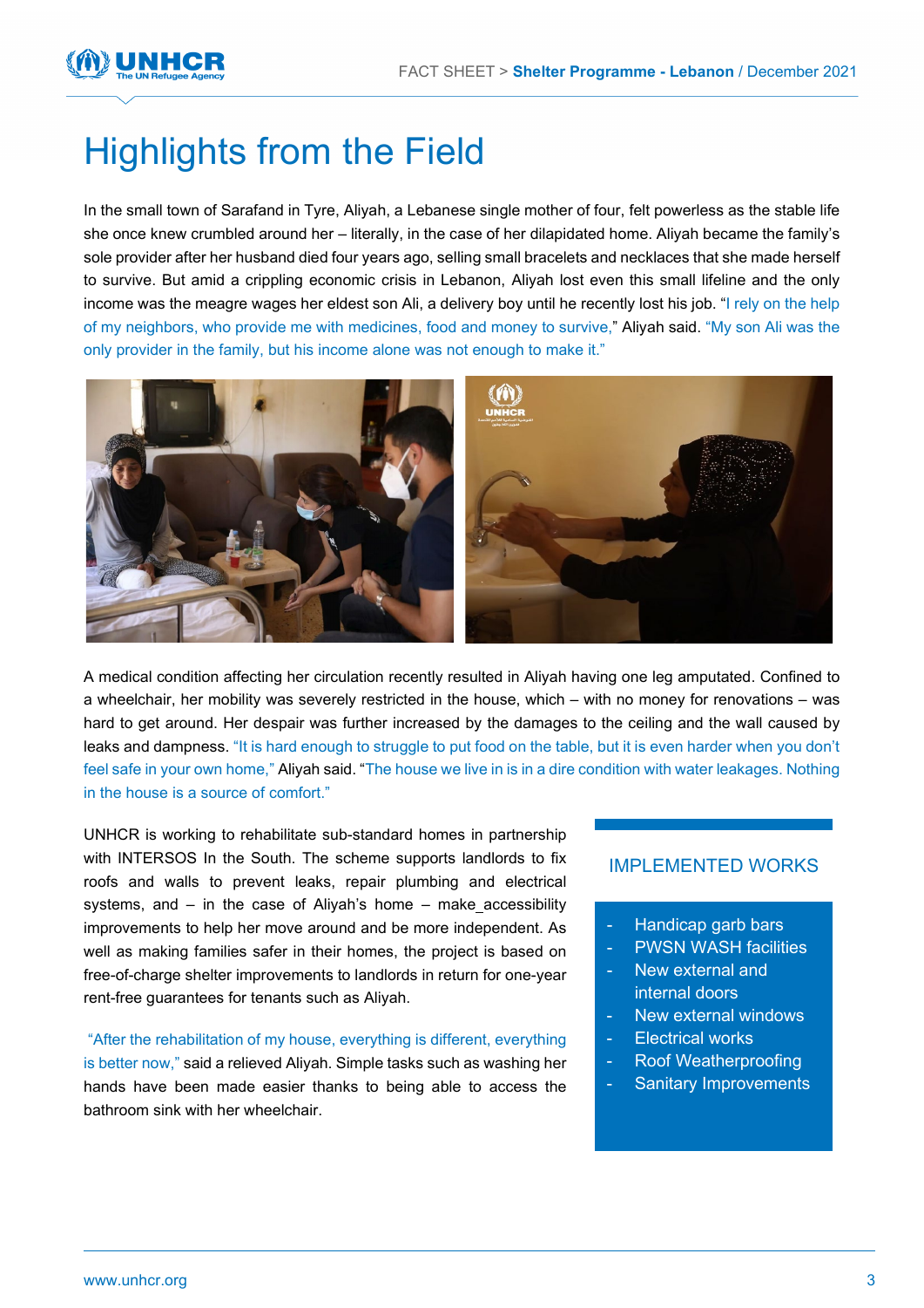# Highlights from the Field

In the small town of Sarafand in Tyre, Aliyah, a Lebanese single mother of four, felt powerless as the stable life she once knew crumbled around her – literally, in the case of her dilapidated home. Aliyah became the family's sole provider after her husband died four years ago, selling small bracelets and necklaces that she made herself to survive. But amid a crippling economic crisis in Lebanon, Aliyah lost even this small lifeline and the only income was the meagre wages her eldest son Ali, a delivery boy until he recently lost his job. "I rely on the help of my neighbors, who provide me with medicines, food and money to survive," Aliyah said. "My son Ali was the only provider in the family, but his income alone was not enough to make it."

A medical condition affecting her circulation recently resulted in Aliyah having one leg amputated. Confined to a wheelchair, her mobility was severely restricted in the house, which – with no money for renovations – was hard to get around. Her despair was further increased by the damages to the ceiling and the wall caused by leaks and dampness. "It is hard enough to struggle to put food on the table, but it is even harder when you don't feel safe in your own home," Aliyah said. "The house we live in is in a dire condition with water leakages. Nothing in the house is a source of comfort."

UNHCR is working to rehabilitate sub-standard homes in partnership with INTERSOS In the South. The scheme supports landlords to fix roofs and walls to prevent leaks, repair plumbing and electrical systems, and – in the case of Aliyah's home – make_accessibility improvements to help her move around and be more independent. As well as making families safer in their homes, the project is based on free-of-charge shelter improvements to landlords in return for one-year rent-free guarantees for tenants such as Aliyah.

"After the rehabilitation of my house, everything is different, everything is better now," said a relieved Aliyah. Simple tasks such as washing her hands have been made easier thanks to being able to access the bathroom sink with her wheelchair.

## IMPLEMENTED WORKS

- Handicap garb bars
- PWSN WASH facilities
- New external and internal doors
- New external windows
- Electrical works
- Roof Weatherproofing
- Sanitary Improvements